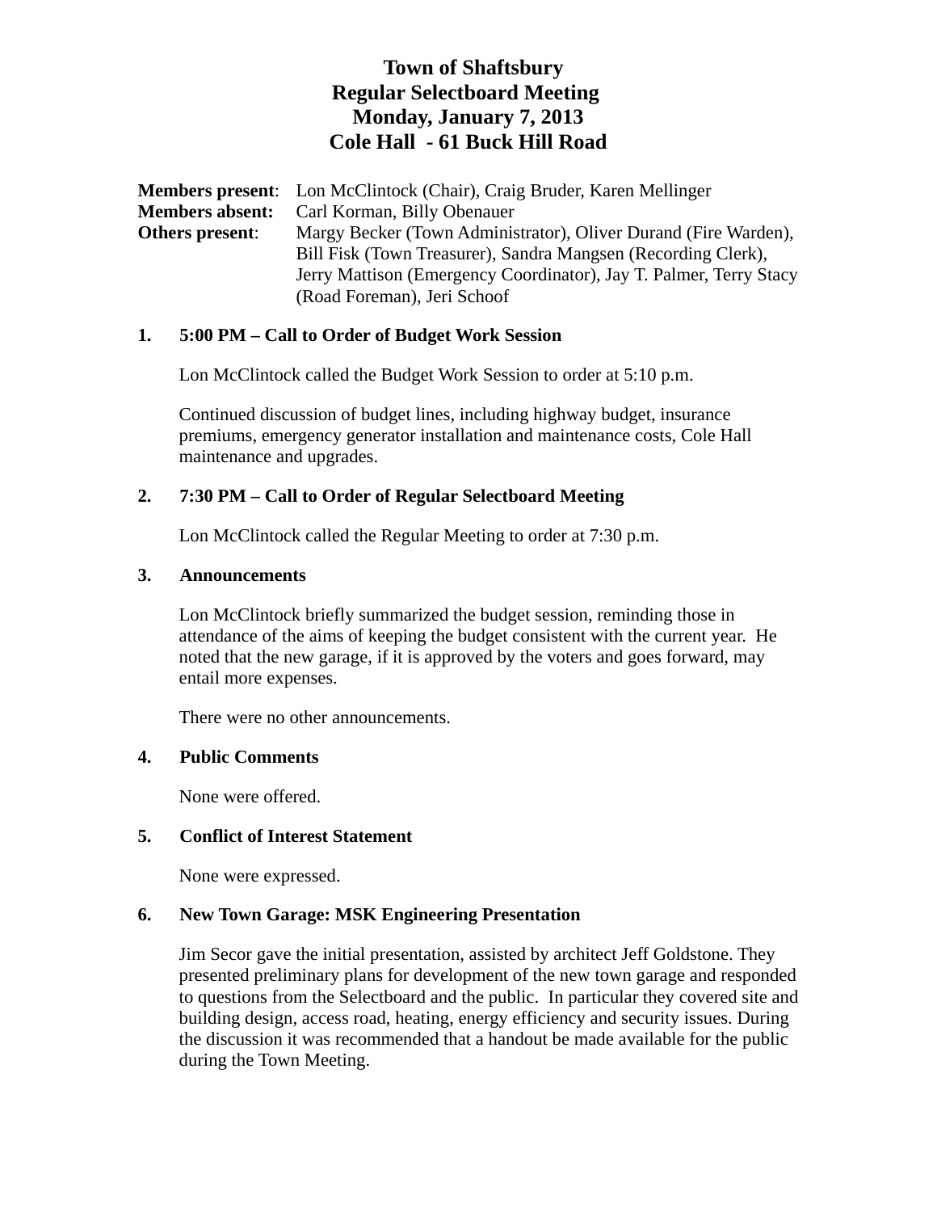# Town of Shaftsbury
## Regular Selectboard Meeting
## Monday, January 7, 2013
## Cole Hall - 61 Buck Hill Road

**Members present**: Lon McClintock (Chair), Craig Bruder, Karen Mellinger
**Members absent:** Carl Korman, Billy Obenauer
**Others present**: Margy Becker (Town Administrator), Oliver Durand (Fire Warden), Bill Fisk (Town Treasurer), Sandra Mangsen (Recording Clerk), Jerry Mattison (Emergency Coordinator), Jay T. Palmer, Terry Stacy (Road Foreman), Jeri Schoof

### 1. 5:00 PM – Call to Order of Budget Work Session

Lon McClintock called the Budget Work Session to order at 5:10 p.m.

Continued discussion of budget lines, including highway budget, insurance premiums, emergency generator installation and maintenance costs, Cole Hall maintenance and upgrades.

### 2. 7:30 PM – Call to Order of Regular Selectboard Meeting

Lon McClintock called the Regular Meeting to order at 7:30 p.m.

### 3. Announcements

Lon McClintock briefly summarized the budget session, reminding those in attendance of the aims of keeping the budget consistent with the current year. He noted that the new garage, if it is approved by the voters and goes forward, may entail more expenses.

There were no other announcements.

### 4. Public Comments

None were offered.

### 5. Conflict of Interest Statement

None were expressed.

### 6. New Town Garage: MSK Engineering Presentation

Jim Secor gave the initial presentation, assisted by architect Jeff Goldstone. They presented preliminary plans for development of the new town garage and responded to questions from the Selectboard and the public. In particular they covered site and building design, access road, heating, energy efficiency and security issues. During the discussion it was recommended that a handout be made available for the public during the Town Meeting.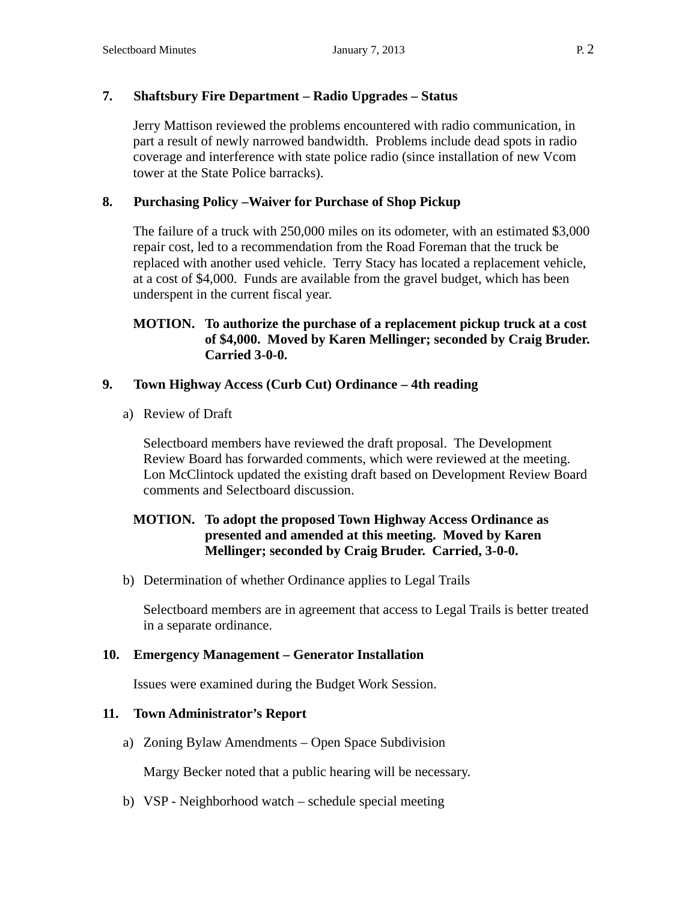**7. Shaftsbury Fire Department – Radio Upgrades – Status**

Jerry Mattison reviewed the problems encountered with radio communication, in part a result of newly narrowed bandwidth. Problems include dead spots in radio coverage and interference with state police radio (since installation of new Vcom tower at the State Police barracks).

**8. Purchasing Policy –Waiver for Purchase of Shop Pickup**

The failure of a truck with 250,000 miles on its odometer, with an estimated $3,000 repair cost, led to a recommendation from the Road Foreman that the truck be replaced with another used vehicle. Terry Stacy has located a replacement vehicle, at a cost of $4,000. Funds are available from the gravel budget, which has been underspent in the current fiscal year.

**MOTION. To authorize the purchase of a replacement pickup truck at a cost of $4,000. Moved by Karen Mellinger; seconded by Craig Bruder. Carried 3-0-0.**

**9. Town Highway Access (Curb Cut) Ordinance – 4th reading**

a) Review of Draft

Selectboard members have reviewed the draft proposal. The Development Review Board has forwarded comments, which were reviewed at the meeting. Lon McClintock updated the existing draft based on Development Review Board comments and Selectboard discussion.

**MOTION. To adopt the proposed Town Highway Access Ordinance as presented and amended at this meeting. Moved by Karen Mellinger; seconded by Craig Bruder. Carried, 3-0-0.**

b) Determination of whether Ordinance applies to Legal Trails

Selectboard members are in agreement that access to Legal Trails is better treated in a separate ordinance.

**10. Emergency Management – Generator Installation**

Issues were examined during the Budget Work Session.

**11. Town Administrator's Report**

a) Zoning Bylaw Amendments – Open Space Subdivision

Margy Becker noted that a public hearing will be necessary.

b) VSP - Neighborhood watch – schedule special meeting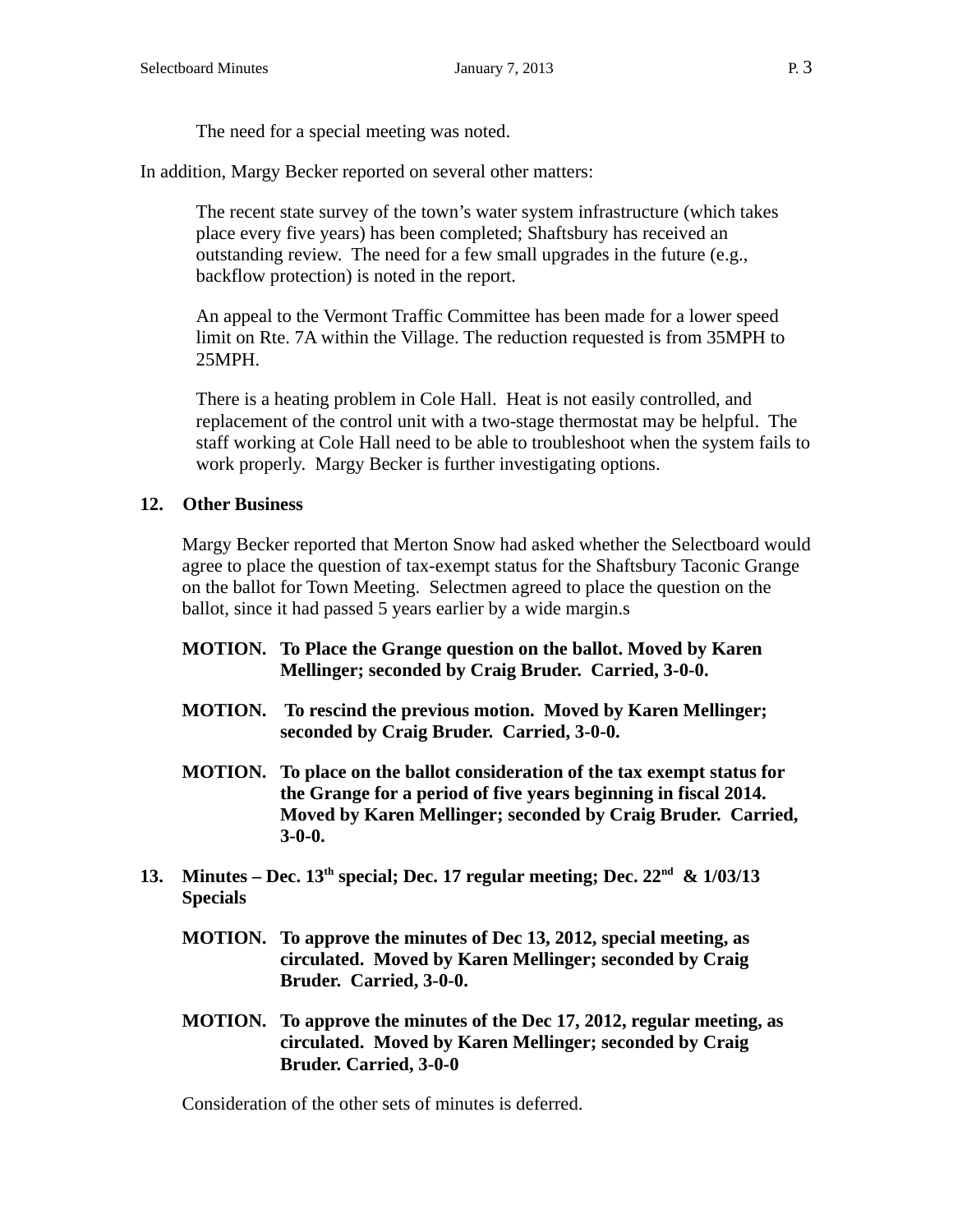The need for a special meeting was noted.

In addition, Margy Becker reported on several other matters:

The recent state survey of the town's water system infrastructure (which takes place every five years) has been completed; Shaftsbury has received an outstanding review. The need for a few small upgrades in the future (e.g., backflow protection) is noted in the report.

An appeal to the Vermont Traffic Committee has been made for a lower speed limit on Rte. 7A within the Village. The reduction requested is from 35MPH to 25MPH.

There is a heating problem in Cole Hall. Heat is not easily controlled, and replacement of the control unit with a two-stage thermostat may be helpful. The staff working at Cole Hall need to be able to troubleshoot when the system fails to work properly. Margy Becker is further investigating options.

**12. Other Business**

Margy Becker reported that Merton Snow had asked whether the Selectboard would agree to place the question of tax-exempt status for the Shaftsbury Taconic Grange on the ballot for Town Meeting. Selectmen agreed to place the question on the ballot, since it had passed 5 years earlier by a wide margin.s

**MOTION. To Place the Grange question on the ballot. Moved by Karen Mellinger; seconded by Craig Bruder. Carried, 3-0-0.**

**MOTION. To rescind the previous motion. Moved by Karen Mellinger; seconded by Craig Bruder. Carried, 3-0-0.**

**MOTION. To place on the ballot consideration of the tax exempt status for the Grange for a period of five years beginning in fiscal 2014. Moved by Karen Mellinger; seconded by Craig Bruder. Carried, 3-0-0.**

**13. Minutes – Dec. 13th special; Dec. 17 regular meeting; Dec. 22nd & 1/03/13 Specials**

**MOTION. To approve the minutes of Dec 13, 2012, special meeting, as circulated. Moved by Karen Mellinger; seconded by Craig Bruder. Carried, 3-0-0.**

**MOTION. To approve the minutes of the Dec 17, 2012, regular meeting, as circulated. Moved by Karen Mellinger; seconded by Craig Bruder. Carried, 3-0-0**

Consideration of the other sets of minutes is deferred.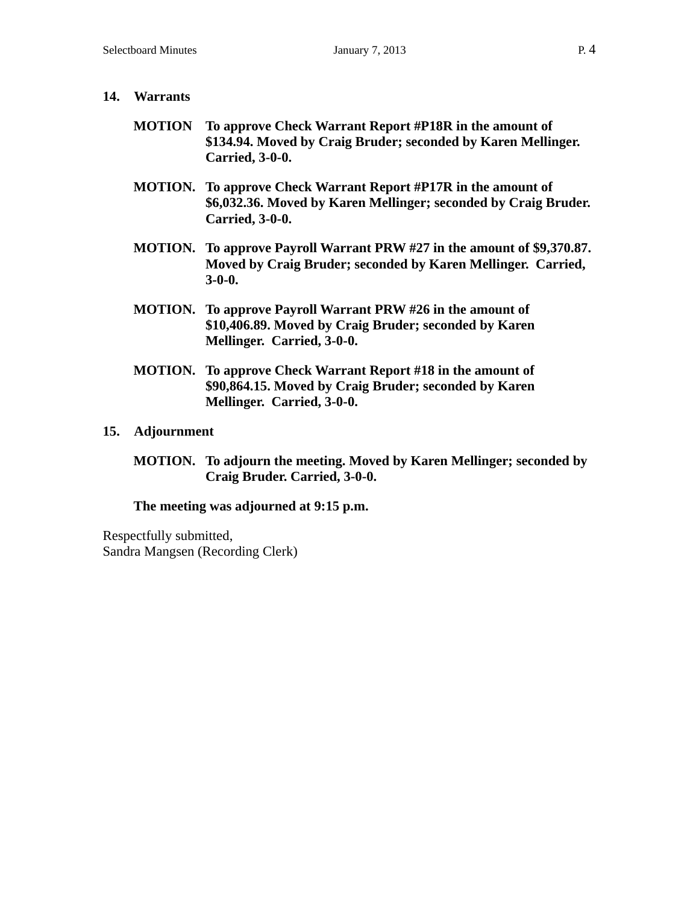**14. Warrants**

**MOTION To approve Check Warrant Report #P18R in the amount of $134.94. Moved by Craig Bruder; seconded by Karen Mellinger. Carried, 3-0-0.**

**MOTION. To approve Check Warrant Report #P17R in the amount of $6,032.36. Moved by Karen Mellinger; seconded by Craig Bruder. Carried, 3-0-0.**

**MOTION. To approve Payroll Warrant PRW #27 in the amount of $9,370.87. Moved by Craig Bruder; seconded by Karen Mellinger. Carried, 3-0-0.**

**MOTION. To approve Payroll Warrant PRW #26 in the amount of $10,406.89. Moved by Craig Bruder; seconded by Karen Mellinger. Carried, 3-0-0.**

**MOTION. To approve Check Warrant Report #18 in the amount of $90,864.15. Moved by Craig Bruder; seconded by Karen Mellinger. Carried, 3-0-0.**

**15. Adjournment**

**MOTION. To adjourn the meeting. Moved by Karen Mellinger; seconded by Craig Bruder. Carried, 3-0-0.**

**The meeting was adjourned at 9:15 p.m.**

Respectfully submitted,
Sandra Mangsen (Recording Clerk)